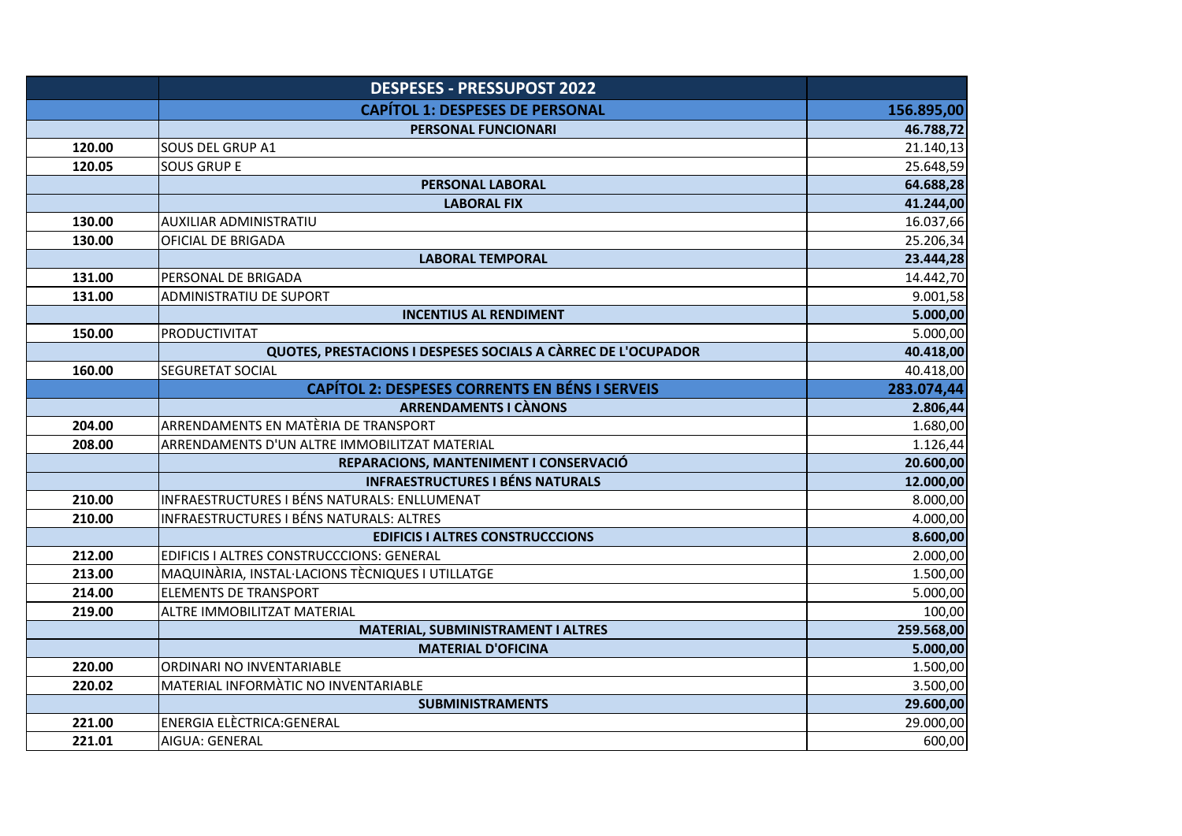| | DESPESES - PRESSUPOST 2022 | |
|---|---|---|
| | **CAPÍTOL 1: DESPESES DE PERSONAL** | **156.895,00** |
| | **PERSONAL FUNCIONARI** | **46.788,72** |
| **120.00** | SOUS DEL GRUP A1 | 21.140,13 |
| **120.05** | SOUS GRUP E | 25.648,59 |
| | **PERSONAL LABORAL** | **64.688,28** |
| | **LABORAL FIX** | **41.244,00** |
| **130.00** | AUXILIAR ADMINISTRATIU | 16.037,66 |
| **130.00** | OFICIAL DE BRIGADA | 25.206,34 |
| | **LABORAL TEMPORAL** | **23.444,28** |
| **131.00** | PERSONAL DE BRIGADA | 14.442,70 |
| **131.00** | ADMINISTRATIU DE SUPORT | 9.001,58 |
| | **INCENTIUS AL RENDIMENT** | **5.000,00** |
| **150.00** | PRODUCTIVITAT | 5.000,00 |
| | **QUOTES, PRESTACIONS I DESPESES SOCIALS A CÀRREC DE L'OCUPADOR** | **40.418,00** |
| **160.00** | SEGURETAT SOCIAL | 40.418,00 |
| | **CAPÍTOL 2: DESPESES CORRENTS EN BÉNS I SERVEIS** | **283.074,44** |
| | **ARRENDAMENTS I CÀNONS** | **2.806,44** |
| **204.00** | ARRENDAMENTS EN MATÈRIA DE TRANSPORT | 1.680,00 |
| **208.00** | ARRENDAMENTS D'UN ALTRE IMMOBILITZAT MATERIAL | 1.126,44 |
| | **REPARACIONS, MANTENIMENT I CONSERVACIÓ** | **20.600,00** |
| | **INFRAESTRUCTURES I BÉNS NATURALS** | **12.000,00** |
| **210.00** | INFRAESTRUCTURES I BÉNS NATURALS: ENLLUMENAT | 8.000,00 |
| **210.00** | INFRAESTRUCTURES I BÉNS NATURALS: ALTRES | 4.000,00 |
| | **EDIFICIS I ALTRES CONSTRUCCCIONS** | **8.600,00** |
| **212.00** | EDIFICIS I ALTRES CONSTRUCCCIONS: GENERAL | 2.000,00 |
| **213.00** | MAQUINÀRIA, INSTAL·LACIONS TÈCNIQUES I UTILLATGE | 1.500,00 |
| **214.00** | ELEMENTS DE TRANSPORT | 5.000,00 |
| **219.00** | ALTRE IMMOBILITZAT MATERIAL | 100,00 |
| | **MATERIAL, SUBMINISTRAMENT I ALTRES** | **259.568,00** |
| | **MATERIAL D'OFICINA** | **5.000,00** |
| **220.00** | ORDINARI NO INVENTARIABLE | 1.500,00 |
| **220.02** | MATERIAL INFORMÀTIC NO INVENTARIABLE | 3.500,00 |
| | **SUBMINISTRAMENTS** | **29.600,00** |
| **221.00** | ENERGIA ELÈCTRICA:GENERAL | 29.000,00 |
| **221.01** | AIGUA: GENERAL | 600,00 |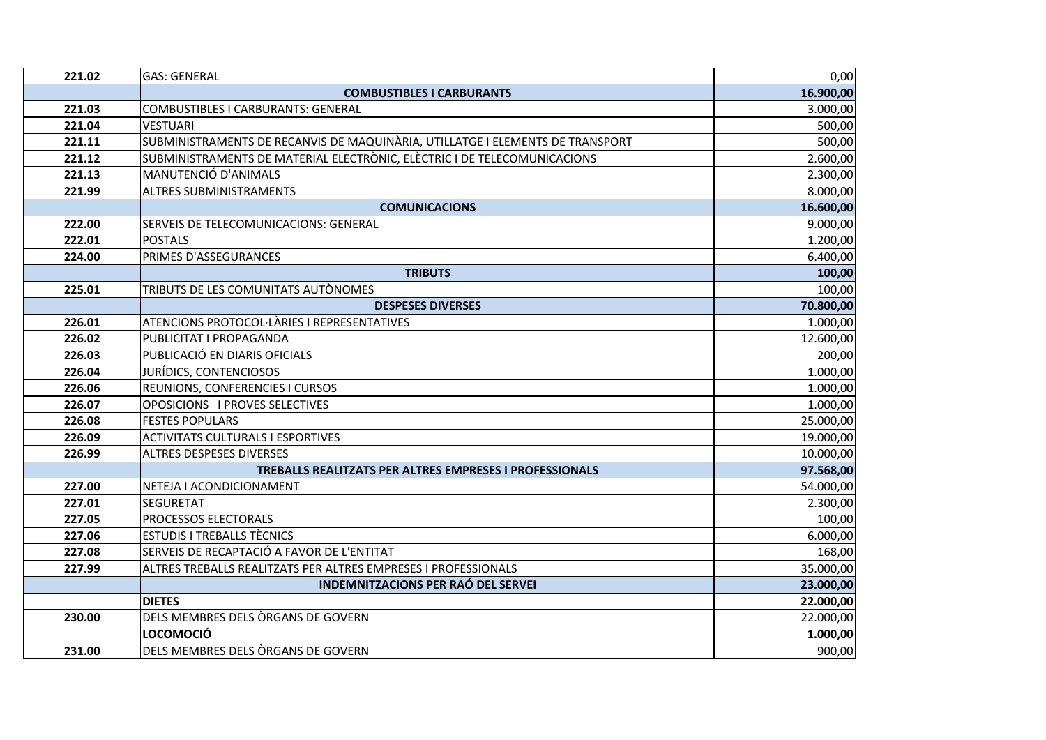| 221.02 | GAS: GENERAL | 0,00 |
|---|---|---|
| | **COMBUSTIBLES I CARBURANTS** | **16.900,00** |
| 221.03 | COMBUSTIBLES I CARBURANTS: GENERAL | 3.000,00 |
| 221.04 | VESTUARI | 500,00 |
| 221.11 | SUBMINISTRAMENTS DE RECANVIS DE MAQUINÀRIA, UTILLATGE I ELEMENTS DE TRANSPORT | 500,00 |
| 221.12 | SUBMINISTRAMENTS DE MATERIAL ELECTRÒNIC, ELÈCTRIC I DE TELECOMUNICACIONS | 2.600,00 |
| 221.13 | MANUTENCIÓ D'ANIMALS | 2.300,00 |
| 221.99 | ALTRES SUBMINISTRAMENTS | 8.000,00 |
| | **COMUNICACIONS** | **16.600,00** |
| 222.00 | SERVEIS DE TELECOMUNICACIONS: GENERAL | 9.000,00 |
| 222.01 | POSTALS | 1.200,00 |
| 224.00 | PRIMES D'ASSEGURANCES | 6.400,00 |
| | **TRIBUTS** | **100,00** |
| 225.01 | TRIBUTS DE LES COMUNITATS AUTÒNOMES | 100,00 |
| | **DESPESES DIVERSES** | **70.800,00** |
| 226.01 | ATENCIONS PROTOCOL·LÀRIES I REPRESENTATIVES | 1.000,00 |
| 226.02 | PUBLICITAT I PROPAGANDA | 12.600,00 |
| 226.03 | PUBLICACIÓ EN DIARIS OFICIALS | 200,00 |
| 226.04 | JURÍDICS, CONTENCIOSOS | 1.000,00 |
| 226.06 | REUNIONS, CONFERENCIES I CURSOS | 1.000,00 |
| 226.07 | OPOSICIONS I PROVES SELECTIVES | 1.000,00 |
| 226.08 | FESTES POPULARS | 25.000,00 |
| 226.09 | ACTIVITATS CULTURALS I ESPORTIVES | 19.000,00 |
| 226.99 | ALTRES DESPESES DIVERSES | 10.000,00 |
| | **TREBALLS REALITZATS PER ALTRES EMPRESES I PROFESSIONALS** | **97.568,00** |
| 227.00 | NETEJA I ACONDICIONAMENT | 54.000,00 |
| 227.01 | SEGURETAT | 2.300,00 |
| 227.05 | PROCESSOS ELECTORALS | 100,00 |
| 227.06 | ESTUDIS I TREBALLS TÈCNICS | 6.000,00 |
| 227.08 | SERVEIS DE RECAPTACIÓ A FAVOR DE L'ENTITAT | 168,00 |
| 227.99 | ALTRES TREBALLS REALITZATS PER ALTRES EMPRESES I PROFESSIONALS | 35.000,00 |
| | **INDEMNITZACIONS PER RAÓ DEL SERVEI** | **23.000,00** |
| | **DIETES** | **22.000,00** |
| 230.00 | DELS MEMBRES DELS ÒRGANS DE GOVERN | 22.000,00 |
| | **LOCOMOCIÓ** | **1.000,00** |
| 231.00 | DELS MEMBRES DELS ÒRGANS DE GOVERN | 900,00 |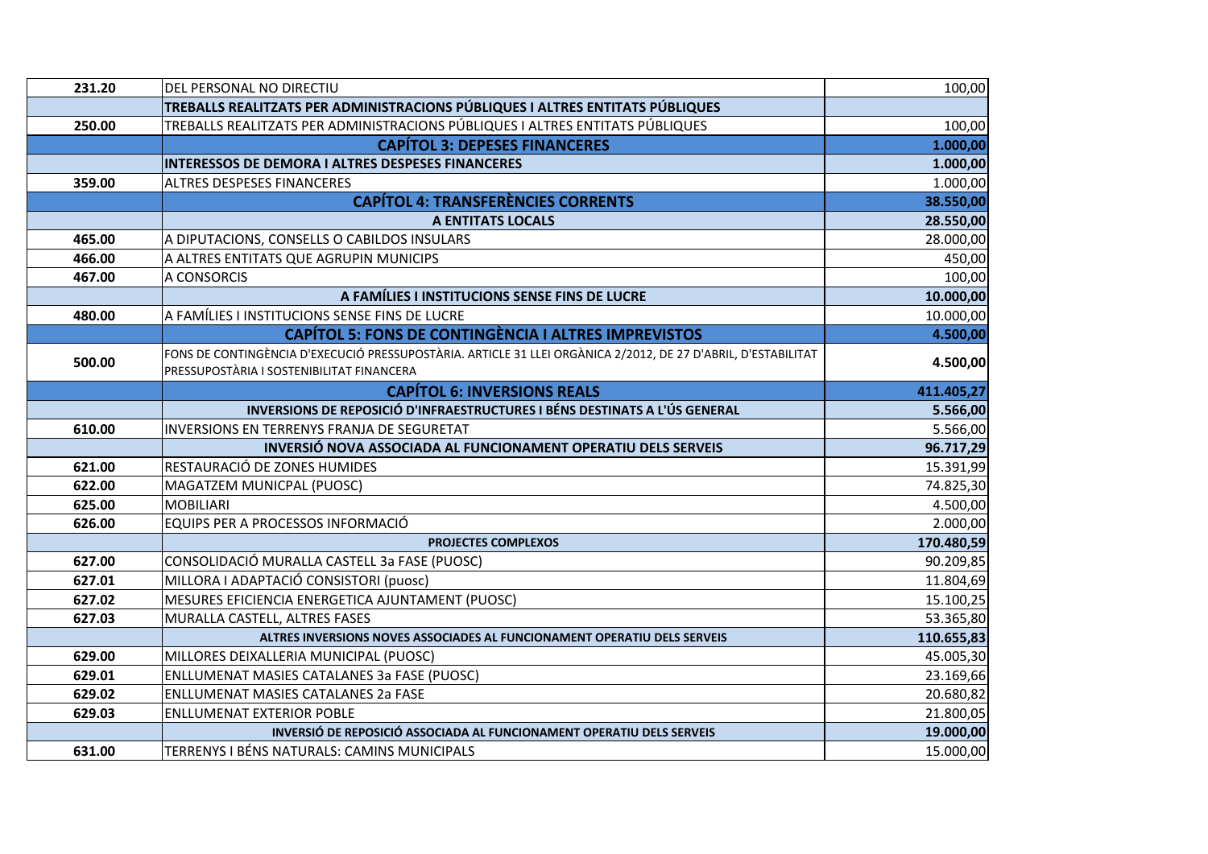| | | |
|---|---|---|
| **231.20** | DEL PERSONAL NO DIRECTIU | 100,00 |
| | **TREBALLS REALITZATS PER ADMINISTRACIONS PÚBLIQUES I ALTRES ENTITATS PÚBLIQUES** | |
| **250.00** | TREBALLS REALITZATS PER ADMINISTRACIONS PÚBLIQUES I ALTRES ENTITATS PÚBLIQUES | 100,00 |
| | **CAPÍTOL 3: DEPESES FINANCERES** | **1.000,00** |
| | **INTERESSOS DE DEMORA I ALTRES DESPESES FINANCERES** | **1.000,00** |
| **359.00** | ALTRES DESPESES FINANCERES | 1.000,00 |
| | **CAPÍTOL 4: TRANSFERÈNCIES CORRENTS** | **38.550,00** |
| | **A ENTITATS LOCALS** | **28.550,00** |
| **465.00** | A DIPUTACIONS, CONSELLS O CABILDOS INSULARS | 28.000,00 |
| **466.00** | A ALTRES ENTITATS QUE AGRUPIN MUNICIPS | 450,00 |
| **467.00** | A CONSORCIS | 100,00 |
| | **A FAMÍLIES I INSTITUCIONS SENSE FINS DE LUCRE** | **10.000,00** |
| **480.00** | A FAMÍLIES I INSTITUCIONS SENSE FINS DE LUCRE | 10.000,00 |
| | **CAPÍTOL 5: FONS DE CONTINGÈNCIA I ALTRES IMPREVISTOS** | **4.500,00** |
| **500.00** | FONS DE CONTINGÈNCIA D'EXECUCIÓ PRESSUPOSTÀRIA. ARTICLE 31 LLEI ORGÀNICA 2/2012, DE 27 D'ABRIL, D'ESTABILITAT PRESSUPOSTÀRIA I SOSTENIBILITAT FINANCERA | **4.500,00** |
| | **CAPÍTOL 6: INVERSIONS REALS** | **411.405,27** |
| | **INVERSIONS DE REPOSICIÓ D'INFRAESTRUCTURES I BÉNS DESTINATS A L'ÚS GENERAL** | **5.566,00** |
| **610.00** | INVERSIONS EN TERRENYS FRANJA DE SEGURETAT | 5.566,00 |
| | **INVERSIÓ NOVA ASSOCIADA AL FUNCIONAMENT OPERATIU DELS SERVEIS** | **96.717,29** |
| **621.00** | RESTAURACIÓ DE ZONES HUMIDES | 15.391,99 |
| **622.00** | MAGATZEM MUNICPAL (PUOSC) | 74.825,30 |
| **625.00** | MOBILIARI | 4.500,00 |
| **626.00** | EQUIPS PER A PROCESSOS INFORMACIÓ | 2.000,00 |
| | **PROJECTES COMPLEXOS** | **170.480,59** |
| **627.00** | CONSOLIDACIÓ MURALLA CASTELL 3a FASE (PUOSC) | 90.209,85 |
| **627.01** | MILLORA I ADAPTACIÓ CONSISTORI (puosc) | 11.804,69 |
| **627.02** | MESURES EFICIENCIA ENERGETICA AJUNTAMENT (PUOSC) | 15.100,25 |
| **627.03** | MURALLA CASTELL, ALTRES FASES | 53.365,80 |
| | **ALTRES INVERSIONS NOVES ASSOCIADES AL FUNCIONAMENT OPERATIU DELS SERVEIS** | **110.655,83** |
| **629.00** | MILLORES DEIXALLERIA MUNICIPAL (PUOSC) | 45.005,30 |
| **629.01** | ENLLUMENAT MASIES CATALANES 3a FASE (PUOSC) | 23.169,66 |
| **629.02** | ENLLUMENAT MASIES CATALANES 2a FASE | 20.680,82 |
| **629.03** | ENLLUMENAT EXTERIOR POBLE | 21.800,05 |
| | **INVERSIÓ DE REPOSICIÓ ASSOCIADA AL FUNCIONAMENT OPERATIU DELS SERVEIS** | **19.000,00** |
| **631.00** | TERRENYS I BÉNS NATURALS: CAMINS MUNICIPALS | 15.000,00 |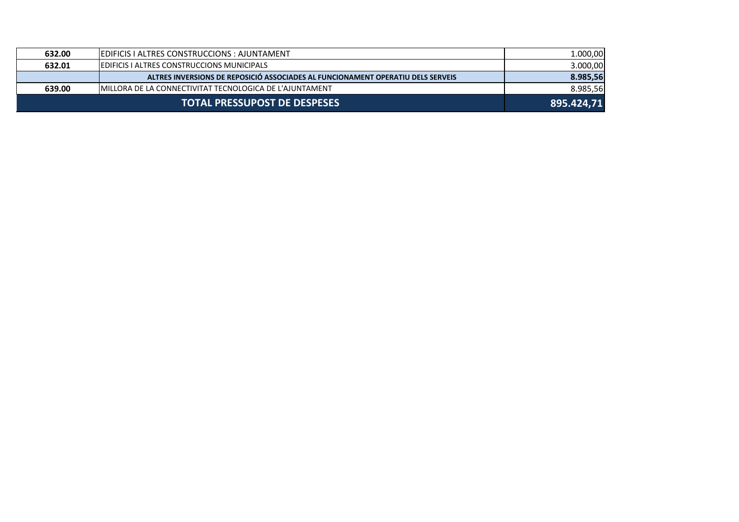| | | |
|---|---|---|
| **632.00** | EDIFICIS I ALTRES CONSTRUCCIONS : AJUNTAMENT | 1.000,00 |
| **632.01** | EDIFICIS I ALTRES CONSTRUCCIONS MUNICIPALS | 3.000,00 |
| | **ALTRES INVERSIONS DE REPOSICIÓ ASSOCIADES AL FUNCIONAMENT OPERATIU DELS SERVEIS** | **8.985,56** |
| **639.00** | MILLORA DE LA CONNECTIVITAT TECNOLOGICA DE L'AJUNTAMENT | 8.985,56 |
| | **TOTAL PRESSUPOST DE DESPESES** | **895.424,71** |